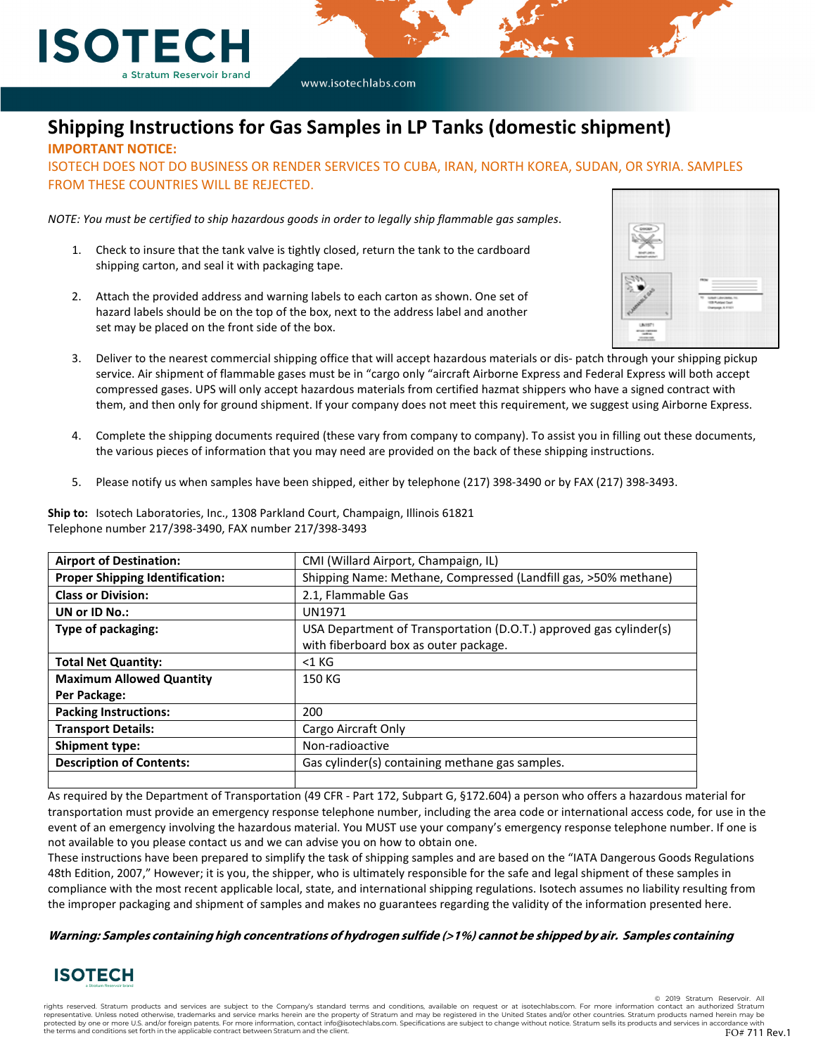# Shipping Instructions for Gas Samples in LP Tanks (domestic shipment)

**IMPORTANT NOTICE:**

ISOTECH DOES NOT DO BUSINESS OR RENDER SERVICES TO CUBA, IRAN, NORTH KOREA, SUDAN, OR SYRIA. SAMPLES FROM THESE COUNTRIES WILL BE REJECTED.

*NOTE: You must be certified to ship hazardous goods in order to legally ship flammable gas samples.*

1. Check to insure that the tank valve is tightly closed, return the tank to the cardboard shipping carton, and seal it with packaging tape.

2. Attach the provided address and warning labels to each carton as shown. One set of hazard labels should be on the top of the box, next to the address label and another set may be placed on the front side of the box.

3. Deliver to the nearest commercial shipping office that will accept hazardous materials or dis- patch through your shipping pickup service. Air shipment of flammable gases must be in "cargo only "aircraft Airborne Express and Federal Express will both accept compressed gases. UPS will only accept hazardous materials from certified hazmat shippers who have a signed contract with them, and then only for ground shipment. If your company does not meet this requirement, we suggest using Airborne Express.

4. Complete the shipping documents required (these vary from company to company). To assist you in filling out these documents, the various pieces of information that you may need are provided on the back of these shipping instructions.

5. Please notify us when samples have been shipped, either by telephone (217) 398-3490 or by FAX (217) 398-3493.

**Ship to:** Isotech Laboratories, Inc., 1308 Parkland Court, Champaign, Illinois 61821
Telephone number 217/398-3490, FAX number 217/398-3493

| | |
|---|---|
| **Airport of Destination:** | CMI (Willard Airport, Champaign, IL) |
| **Proper Shipping Identification:** | Shipping Name: Methane, Compressed (Landfill gas, >50% methane) |
| **Class or Division:** | 2.1, Flammable Gas |
| **UN or ID No.:** | UN1971 |
| **Type of packaging:** | USA Department of Transportation (D.O.T.) approved gas cylinder(s) with fiberboard box as outer package. |
| **Total Net Quantity:** | <1 KG |
| **Maximum Allowed Quantity Per Package:** | 150 KG |
| **Packing Instructions:** | 200 |
| **Transport Details:** | Cargo Aircraft Only |
| **Shipment type:** | Non-radioactive |
| **Description of Contents:** | Gas cylinder(s) containing methane gas samples. |
| | |

As required by the Department of Transportation (49 CFR - Part 172, Subpart G, §172.604) a person who offers a hazardous material for transportation must provide an emergency response telephone number, including the area code or international access code, for use in the event of an emergency involving the hazardous material. You MUST use your company's emergency response telephone number. If one is not available to you please contact us and we can advise you on how to obtain one.

These instructions have been prepared to simplify the task of shipping samples and are based on the "IATA Dangerous Goods Regulations 48th Edition, 2007," However; it is you, the shipper, who is ultimately responsible for the safe and legal shipment of these samples in compliance with the most recent applicable local, state, and international shipping regulations. Isotech assumes no liability resulting from the improper packaging and shipment of samples and makes no guarantees regarding the validity of the information presented here.

***Warning: Samples containing high concentrations of hydrogen sulfide (>1%) cannot be shipped by air. Samples containing***

© 2019 Stratum Reservoir. All rights reserved. Stratum products and services are subject to the Company's standard terms and conditions, available on request or at isotechlabs.com. For more information contact an authorized Stratum representative. Unless noted otherwise, trademarks and service marks herein are the property of Stratum and may be registered in the United States and/or other countries. Stratum products named herein may be protected by one or more U.S. and/or foreign patents. For more information, contact info@isotechlabs.com. Specifications are subject to change without notice. Stratum sells its products and services in accordance with the terms and conditions set forth in the applicable contract between Stratum and the client.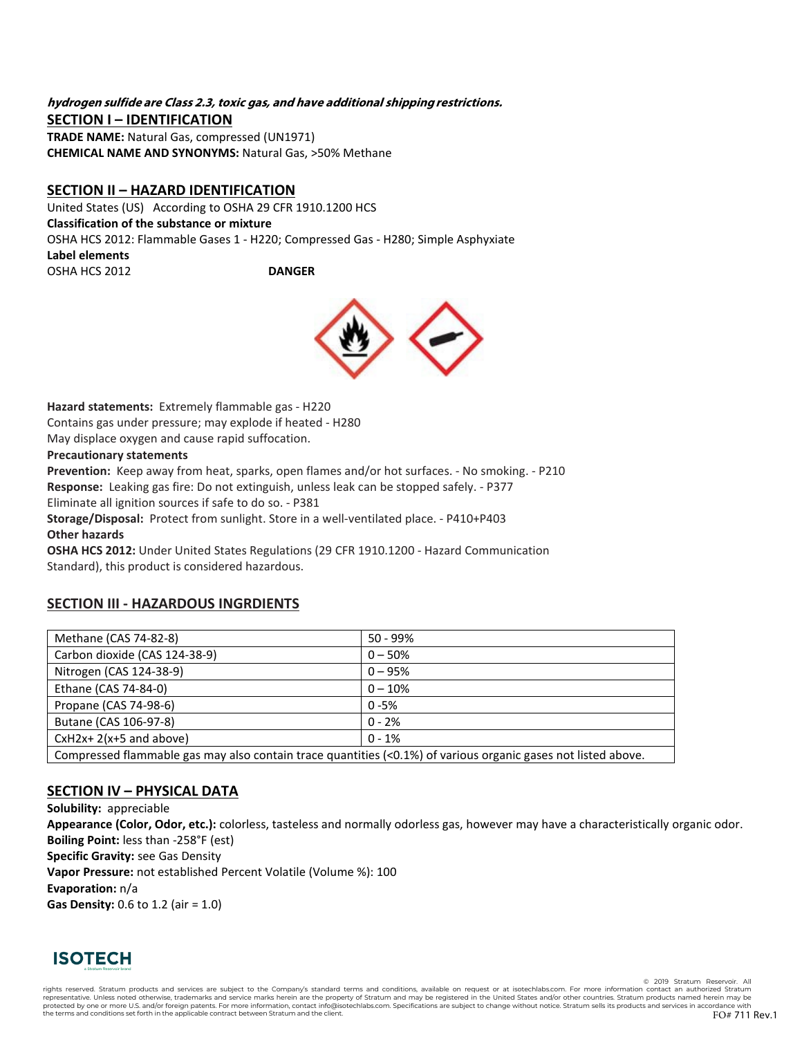***hydrogen sulfide are Class 2.3, toxic gas, and have additional shipping restrictions.***

## SECTION I – IDENTIFICATION

**TRADE NAME:** Natural Gas, compressed (UN1971)
**CHEMICAL NAME AND SYNONYMS:** Natural Gas, >50% Methane

## SECTION II – HAZARD IDENTIFICATION

United States (US) According to OSHA 29 CFR 1910.1200 HCS
**Classification of the substance or mixture**
OSHA HCS 2012: Flammable Gases 1 - H220; Compressed Gas - H280; Simple Asphyxiate
**Label elements**
OSHA HCS 2012 **DANGER**

**Hazard statements:** Extremely flammable gas - H220
Contains gas under pressure; may explode if heated - H280
May displace oxygen and cause rapid suffocation.
**Precautionary statements**
**Prevention:** Keep away from heat, sparks, open flames and/or hot surfaces. - No smoking. - P210
**Response:** Leaking gas fire: Do not extinguish, unless leak can be stopped safely. - P377
Eliminate all ignition sources if safe to do so. - P381
**Storage/Disposal:** Protect from sunlight. Store in a well-ventilated place. - P410+P403
**Other hazards**
**OSHA HCS 2012:** Under United States Regulations (29 CFR 1910.1200 - Hazard Communication Standard), this product is considered hazardous.

## SECTION III - HAZARDOUS INGRDIENTS

| Component | Concentration |
| --- | --- |
| Methane (CAS 74-82-8) | 50 - 99% |
| Carbon dioxide (CAS 124-38-9) | 0 – 50% |
| Nitrogen (CAS 124-38-9) | 0 – 95% |
| Ethane (CAS 74-84-0) | 0 – 10% |
| Propane (CAS 74-98-6) | 0 -5% |
| Butane (CAS 106-97-8) | 0 - 2% |
| CxH2x+ 2(x+5 and above) | 0 - 1% |
| Compressed flammable gas may also contain trace quantities (<0.1%) of various organic gases not listed above. | |

## SECTION IV – PHYSICAL DATA

**Solubility:** appreciable
**Appearance (Color, Odor, etc.):** colorless, tasteless and normally odorless gas, however may have a characteristically organic odor.
**Boiling Point:** less than -258°F (est)
**Specific Gravity:** see Gas Density
**Vapor Pressure:** not established Percent Volatile (Volume %): 100
**Evaporation:** n/a
**Gas Density:** 0.6 to 1.2 (air = 1.0)

ISOTECH

© 2019 Stratum Reservoir. All rights reserved. Stratum products and services are subject to the Company's standard terms and conditions, available on request or at isotechlabs.com. For more information contact an authorized Stratum representative. Unless noted otherwise, trademarks and service marks herein are the property of Stratum and may be registered in the United States and/or other countries. Stratum products named herein may be protected by one or more U.S. and/or foreign patents. For more information, contact info@isotechlabs.com. Specifications are subject to change without notice. Stratum sells its products and services in accordance with the terms and conditions set forth in the applicable contract between Stratum and the client.

FO# 711 Rev.1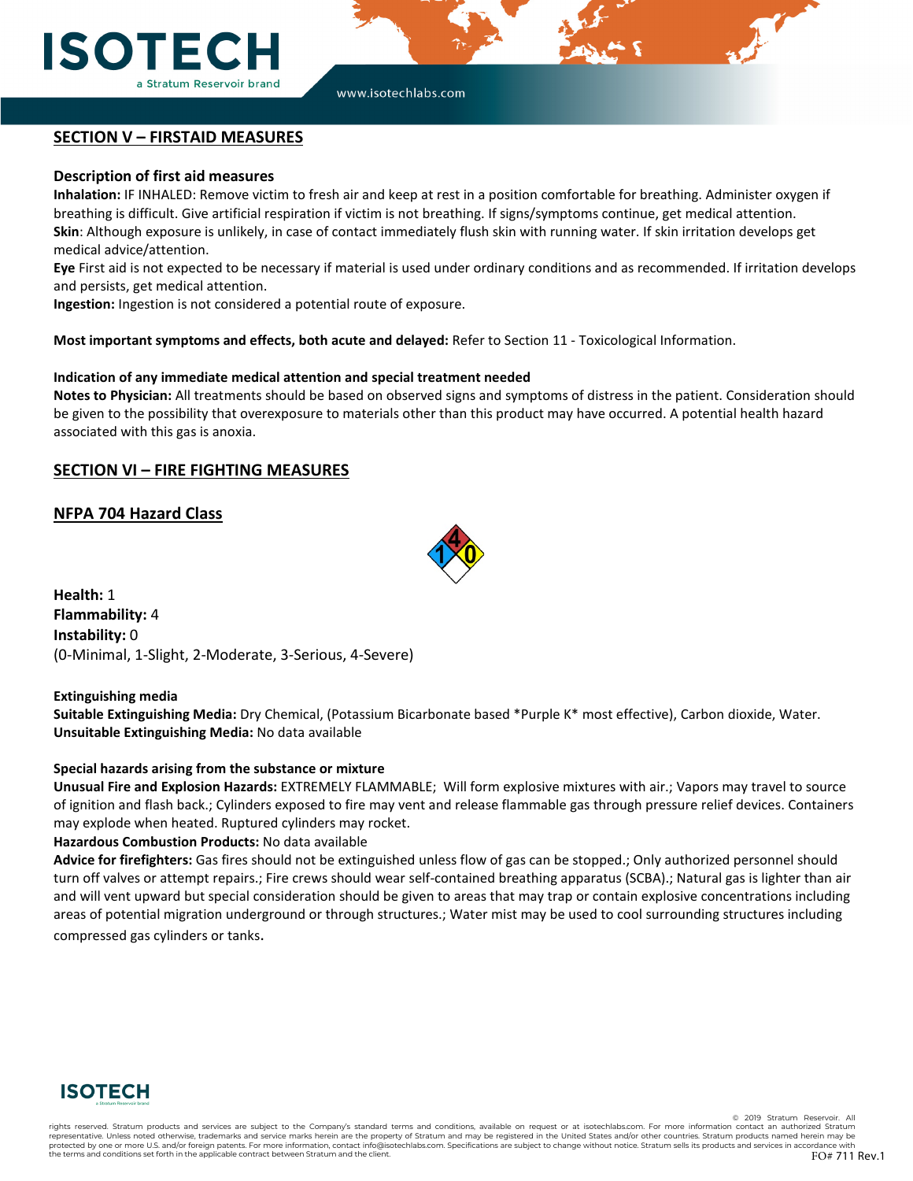## SECTION V – FIRSTAID MEASURES

### Description of first aid measures

**Inhalation:** IF INHALED: Remove victim to fresh air and keep at rest in a position comfortable for breathing. Administer oxygen if breathing is difficult. Give artificial respiration if victim is not breathing. If signs/symptoms continue, get medical attention.
**Skin**: Although exposure is unlikely, in case of contact immediately flush skin with running water. If skin irritation develops get medical advice/attention.
**Eye** First aid is not expected to be necessary if material is used under ordinary conditions and as recommended. If irritation develops and persists, get medical attention.
**Ingestion:** Ingestion is not considered a potential route of exposure.

**Most important symptoms and effects, both acute and delayed:** Refer to Section 11 - Toxicological Information.

**Indication of any immediate medical attention and special treatment needed**
**Notes to Physician:** All treatments should be based on observed signs and symptoms of distress in the patient. Consideration should be given to the possibility that overexposure to materials other than this product may have occurred. A potential health hazard associated with this gas is anoxia.

## SECTION VI – FIRE FIGHTING MEASURES

### NFPA 704 Hazard Class

**Health:** 1
**Flammability:** 4
**Instability:** 0
(0-Minimal, 1-Slight, 2-Moderate, 3-Serious, 4-Severe)

**Extinguishing media**
**Suitable Extinguishing Media:** Dry Chemical, (Potassium Bicarbonate based *Purple K* most effective), Carbon dioxide, Water.
**Unsuitable Extinguishing Media:** No data available

**Special hazards arising from the substance or mixture**
**Unusual Fire and Explosion Hazards:** EXTREMELY FLAMMABLE; Will form explosive mixtures with air.; Vapors may travel to source of ignition and flash back.; Cylinders exposed to fire may vent and release flammable gas through pressure relief devices. Containers may explode when heated. Ruptured cylinders may rocket.
**Hazardous Combustion Products:** No data available
**Advice for firefighters:** Gas fires should not be extinguished unless flow of gas can be stopped.; Only authorized personnel should turn off valves or attempt repairs.; Fire crews should wear self-contained breathing apparatus (SCBA).; Natural gas is lighter than air and will vent upward but special consideration should be given to areas that may trap or contain explosive concentrations including areas of potential migration underground or through structures.; Water mist may be used to cool surrounding structures including compressed gas cylinders or tanks.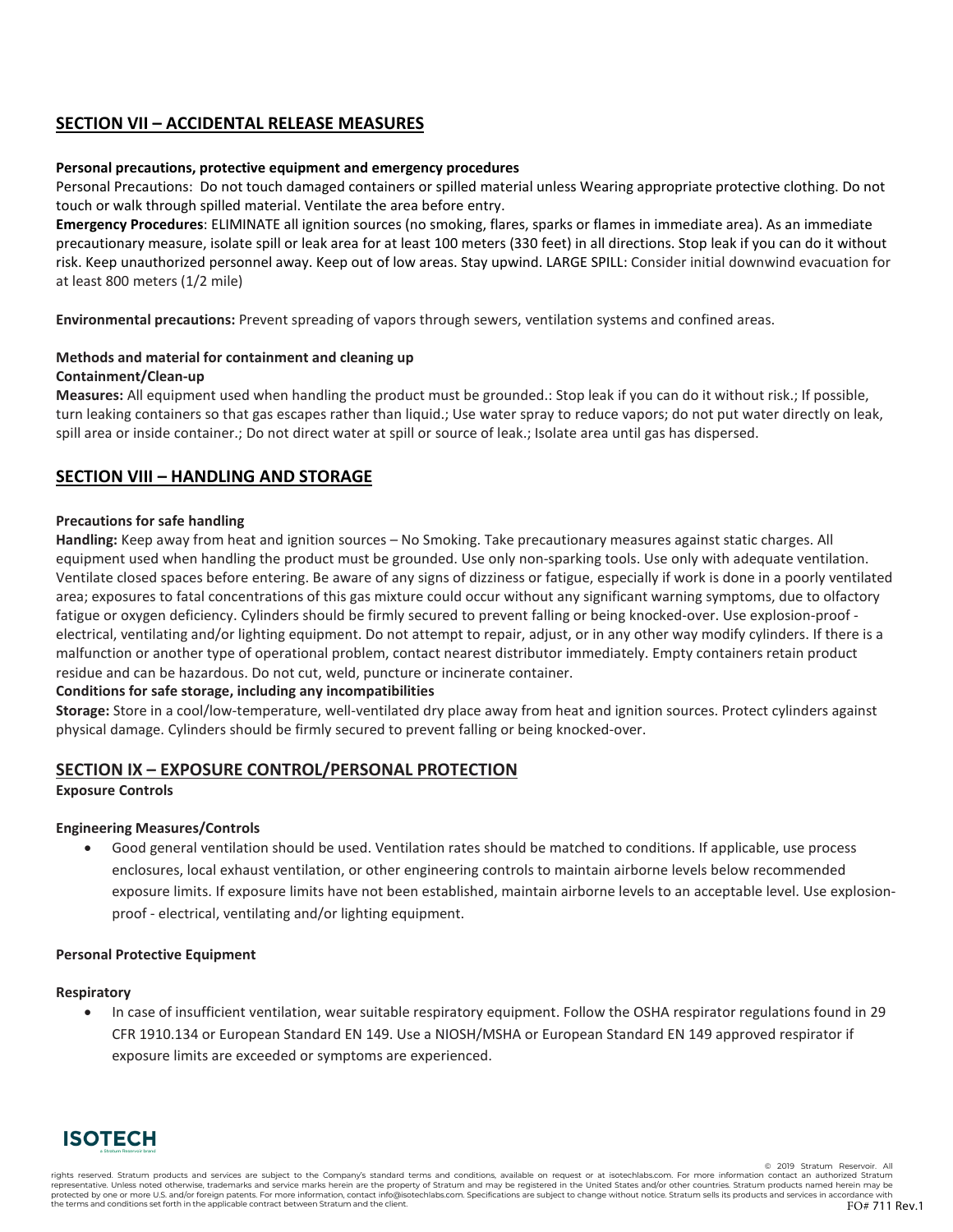## SECTION VII – ACCIDENTAL RELEASE MEASURES

**Personal precautions, protective equipment and emergency procedures**

Personal Precautions: Do not touch damaged containers or spilled material unless Wearing appropriate protective clothing. Do not touch or walk through spilled material. Ventilate the area before entry.

**Emergency Procedures**: ELIMINATE all ignition sources (no smoking, flares, sparks or flames in immediate area). As an immediate precautionary measure, isolate spill or leak area for at least 100 meters (330 feet) in all directions. Stop leak if you can do it without risk. Keep unauthorized personnel away. Keep out of low areas. Stay upwind. LARGE SPILL: Consider initial downwind evacuation for at least 800 meters (1/2 mile)

**Environmental precautions:** Prevent spreading of vapors through sewers, ventilation systems and confined areas.

**Methods and material for containment and cleaning up**

**Containment/Clean-up**

**Measures:** All equipment used when handling the product must be grounded.: Stop leak if you can do it without risk.; If possible, turn leaking containers so that gas escapes rather than liquid.; Use water spray to reduce vapors; do not put water directly on leak, spill area or inside container.; Do not direct water at spill or source of leak.; Isolate area until gas has dispersed.

## SECTION VIII – HANDLING AND STORAGE

**Precautions for safe handling**

**Handling:** Keep away from heat and ignition sources – No Smoking. Take precautionary measures against static charges. All equipment used when handling the product must be grounded. Use only non-sparking tools. Use only with adequate ventilation. Ventilate closed spaces before entering. Be aware of any signs of dizziness or fatigue, especially if work is done in a poorly ventilated area; exposures to fatal concentrations of this gas mixture could occur without any significant warning symptoms, due to olfactory fatigue or oxygen deficiency. Cylinders should be firmly secured to prevent falling or being knocked-over. Use explosion-proof - electrical, ventilating and/or lighting equipment. Do not attempt to repair, adjust, or in any other way modify cylinders. If there is a malfunction or another type of operational problem, contact nearest distributor immediately. Empty containers retain product residue and can be hazardous. Do not cut, weld, puncture or incinerate container.

**Conditions for safe storage, including any incompatibilities**

**Storage:** Store in a cool/low-temperature, well-ventilated dry place away from heat and ignition sources. Protect cylinders against physical damage. Cylinders should be firmly secured to prevent falling or being knocked-over.

## SECTION IX – EXPOSURE CONTROL/PERSONAL PROTECTION

**Exposure Controls**

**Engineering Measures/Controls**

- Good general ventilation should be used. Ventilation rates should be matched to conditions. If applicable, use process enclosures, local exhaust ventilation, or other engineering controls to maintain airborne levels below recommended exposure limits. If exposure limits have not been established, maintain airborne levels to an acceptable level. Use explosion-proof - electrical, ventilating and/or lighting equipment.

**Personal Protective Equipment**

**Respiratory**

- In case of insufficient ventilation, wear suitable respiratory equipment. Follow the OSHA respirator regulations found in 29 CFR 1910.134 or European Standard EN 149. Use a NIOSH/MSHA or European Standard EN 149 approved respirator if exposure limits are exceeded or symptoms are experienced.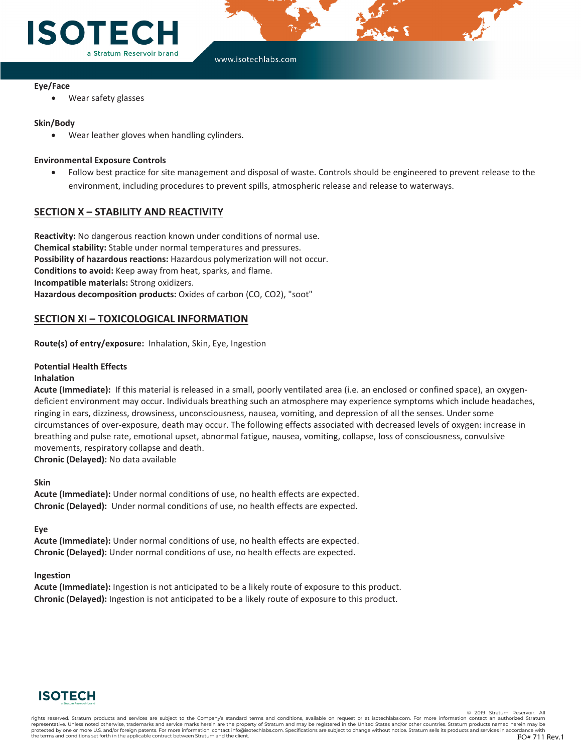**Eye/Face**

- Wear safety glasses

**Skin/Body**

- Wear leather gloves when handling cylinders.

**Environmental Exposure Controls**

- Follow best practice for site management and disposal of waste. Controls should be engineered to prevent release to the environment, including procedures to prevent spills, atmospheric release and release to waterways.

## SECTION X – STABILITY AND REACTIVITY

**Reactivity:** No dangerous reaction known under conditions of normal use.
**Chemical stability:** Stable under normal temperatures and pressures.
**Possibility of hazardous reactions:** Hazardous polymerization will not occur.
**Conditions to avoid:** Keep away from heat, sparks, and flame.
**Incompatible materials:** Strong oxidizers.
**Hazardous decomposition products:** Oxides of carbon (CO, $CO_2$), "soot"

## SECTION XI – TOXICOLOGICAL INFORMATION

**Route(s) of entry/exposure:** Inhalation, Skin, Eye, Ingestion

**Potential Health Effects**
**Inhalation**
**Acute (Immediate):** If this material is released in a small, poorly ventilated area (i.e. an enclosed or confined space), an oxygen-deficient environment may occur. Individuals breathing such an atmosphere may experience symptoms which include headaches, ringing in ears, dizziness, drowsiness, unconsciousness, nausea, vomiting, and depression of all the senses. Under some circumstances of over-exposure, death may occur. The following effects associated with decreased levels of oxygen: increase in breathing and pulse rate, emotional upset, abnormal fatigue, nausea, vomiting, collapse, loss of consciousness, convulsive movements, respiratory collapse and death.
**Chronic (Delayed):** No data available

**Skin**
**Acute (Immediate):** Under normal conditions of use, no health effects are expected.
**Chronic (Delayed):** Under normal conditions of use, no health effects are expected.

**Eye**
**Acute (Immediate):** Under normal conditions of use, no health effects are expected.
**Chronic (Delayed):** Under normal conditions of use, no health effects are expected.

**Ingestion**
**Acute (Immediate):** Ingestion is not anticipated to be a likely route of exposure to this product.
**Chronic (Delayed):** Ingestion is not anticipated to be a likely route of exposure to this product.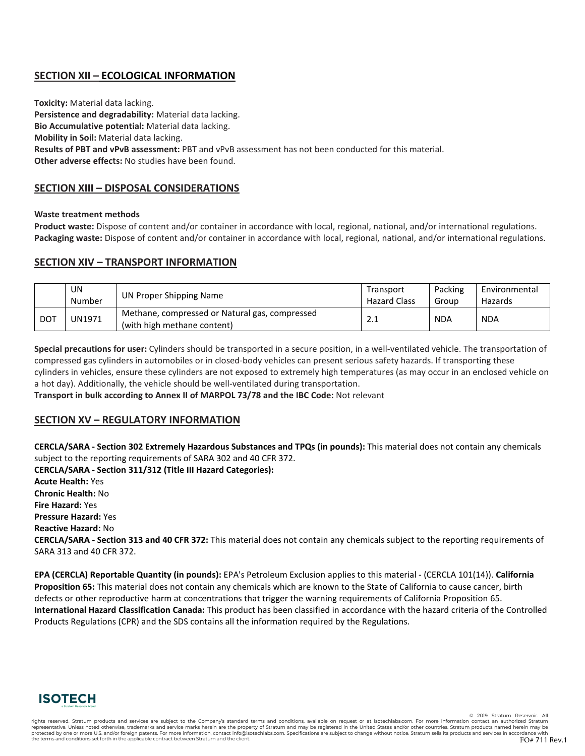## SECTION XII – ECOLOGICAL INFORMATION

**Toxicity:** Material data lacking.
**Persistence and degradability:** Material data lacking.
**Bio Accumulative potential:** Material data lacking.
**Mobility in Soil:** Material data lacking.
**Results of PBT and vPvB assessment:** PBT and vPvB assessment has not been conducted for this material.
**Other adverse effects:** No studies have been found.

## SECTION XIII – DISPOSAL CONSIDERATIONS

**Waste treatment methods**

**Product waste:** Dispose of content and/or container in accordance with local, regional, national, and/or international regulations.
**Packaging waste:** Dispose of content and/or container in accordance with local, regional, national, and/or international regulations.

## SECTION XIV – TRANSPORT INFORMATION

| | UN Number | UN Proper Shipping Name | Transport Hazard Class | Packing Group | Environmental Hazards |
|---|---|---|---|---|---|
| DOT | UN1971 | Methane, compressed or Natural gas, compressed (with high methane content) | 2.1 | NDA | NDA |

**Special precautions for user:** Cylinders should be transported in a secure position, in a well-ventilated vehicle. The transportation of compressed gas cylinders in automobiles or in closed-body vehicles can present serious safety hazards. If transporting these cylinders in vehicles, ensure these cylinders are not exposed to extremely high temperatures (as may occur in an enclosed vehicle on a hot day). Additionally, the vehicle should be well-ventilated during transportation.
**Transport in bulk according to Annex II of MARPOL 73/78 and the IBC Code:** Not relevant

## SECTION XV – REGULATORY INFORMATION

**CERCLA/SARA - Section 302 Extremely Hazardous Substances and TPQs (in pounds):** This material does not contain any chemicals subject to the reporting requirements of SARA 302 and 40 CFR 372.
**CERCLA/SARA - Section 311/312 (Title III Hazard Categories):**
**Acute Health:** Yes
**Chronic Health:** No
**Fire Hazard:** Yes
**Pressure Hazard:** Yes
**Reactive Hazard:** No
**CERCLA/SARA - Section 313 and 40 CFR 372:** This material does not contain any chemicals subject to the reporting requirements of SARA 313 and 40 CFR 372.

**EPA (CERCLA) Reportable Quantity (in pounds):** EPA's Petroleum Exclusion applies to this material - (CERCLA 101(14)). **California Proposition 65:** This material does not contain any chemicals which are known to the State of California to cause cancer, birth defects or other reproductive harm at concentrations that trigger the warning requirements of California Proposition 65.
**International Hazard Classification Canada:** This product has been classified in accordance with the hazard criteria of the Controlled Products Regulations (CPR) and the SDS contains all the information required by the Regulations.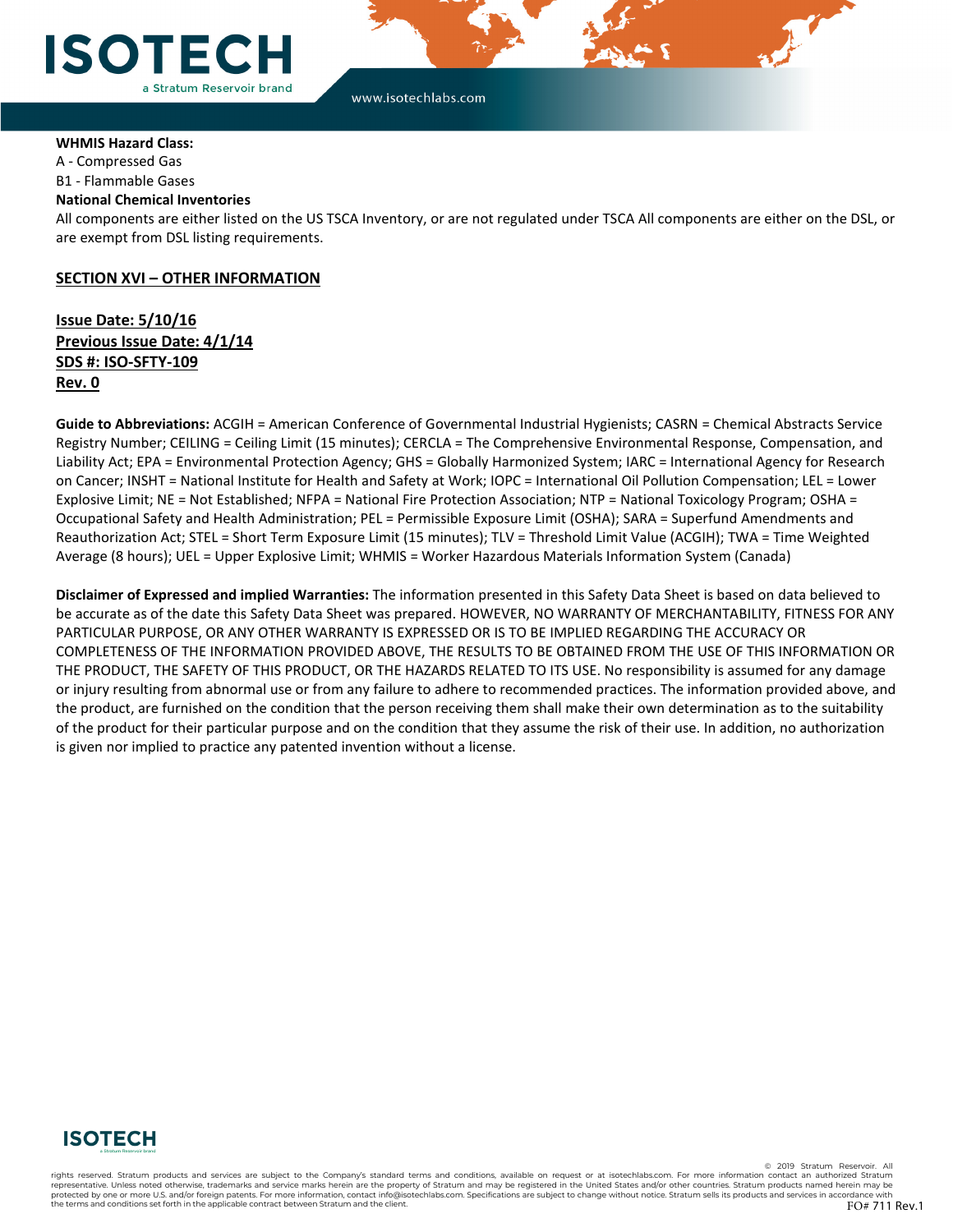**WHMIS Hazard Class:**
A - Compressed Gas
B1 - Flammable Gases

**National Chemical Inventories**

All components are either listed on the US TSCA Inventory, or are not regulated under TSCA All components are either on the DSL, or are exempt from DSL listing requirements.

## SECTION XVI – OTHER INFORMATION

**Issue Date: 5/10/16**
**Previous Issue Date: 4/1/14**
**SDS #: ISO-SFTY-109**
**Rev. 0**

**Guide to Abbreviations:** ACGIH = American Conference of Governmental Industrial Hygienists; CASRN = Chemical Abstracts Service Registry Number; CEILING = Ceiling Limit (15 minutes); CERCLA = The Comprehensive Environmental Response, Compensation, and Liability Act; EPA = Environmental Protection Agency; GHS = Globally Harmonized System; IARC = International Agency for Research on Cancer; INSHT = National Institute for Health and Safety at Work; IOPC = International Oil Pollution Compensation; LEL = Lower Explosive Limit; NE = Not Established; NFPA = National Fire Protection Association; NTP = National Toxicology Program; OSHA = Occupational Safety and Health Administration; PEL = Permissible Exposure Limit (OSHA); SARA = Superfund Amendments and Reauthorization Act; STEL = Short Term Exposure Limit (15 minutes); TLV = Threshold Limit Value (ACGIH); TWA = Time Weighted Average (8 hours); UEL = Upper Explosive Limit; WHMIS = Worker Hazardous Materials Information System (Canada)

**Disclaimer of Expressed and implied Warranties:** The information presented in this Safety Data Sheet is based on data believed to be accurate as of the date this Safety Data Sheet was prepared. HOWEVER, NO WARRANTY OF MERCHANTABILITY, FITNESS FOR ANY PARTICULAR PURPOSE, OR ANY OTHER WARRANTY IS EXPRESSED OR IS TO BE IMPLIED REGARDING THE ACCURACY OR COMPLETENESS OF THE INFORMATION PROVIDED ABOVE, THE RESULTS TO BE OBTAINED FROM THE USE OF THIS INFORMATION OR THE PRODUCT, THE SAFETY OF THIS PRODUCT, OR THE HAZARDS RELATED TO ITS USE. No responsibility is assumed for any damage or injury resulting from abnormal use or from any failure to adhere to recommended practices. The information provided above, and the product, are furnished on the condition that the person receiving them shall make their own determination as to the suitability of the product for their particular purpose and on the condition that they assume the risk of their use. In addition, no authorization is given nor implied to practice any patented invention without a license.